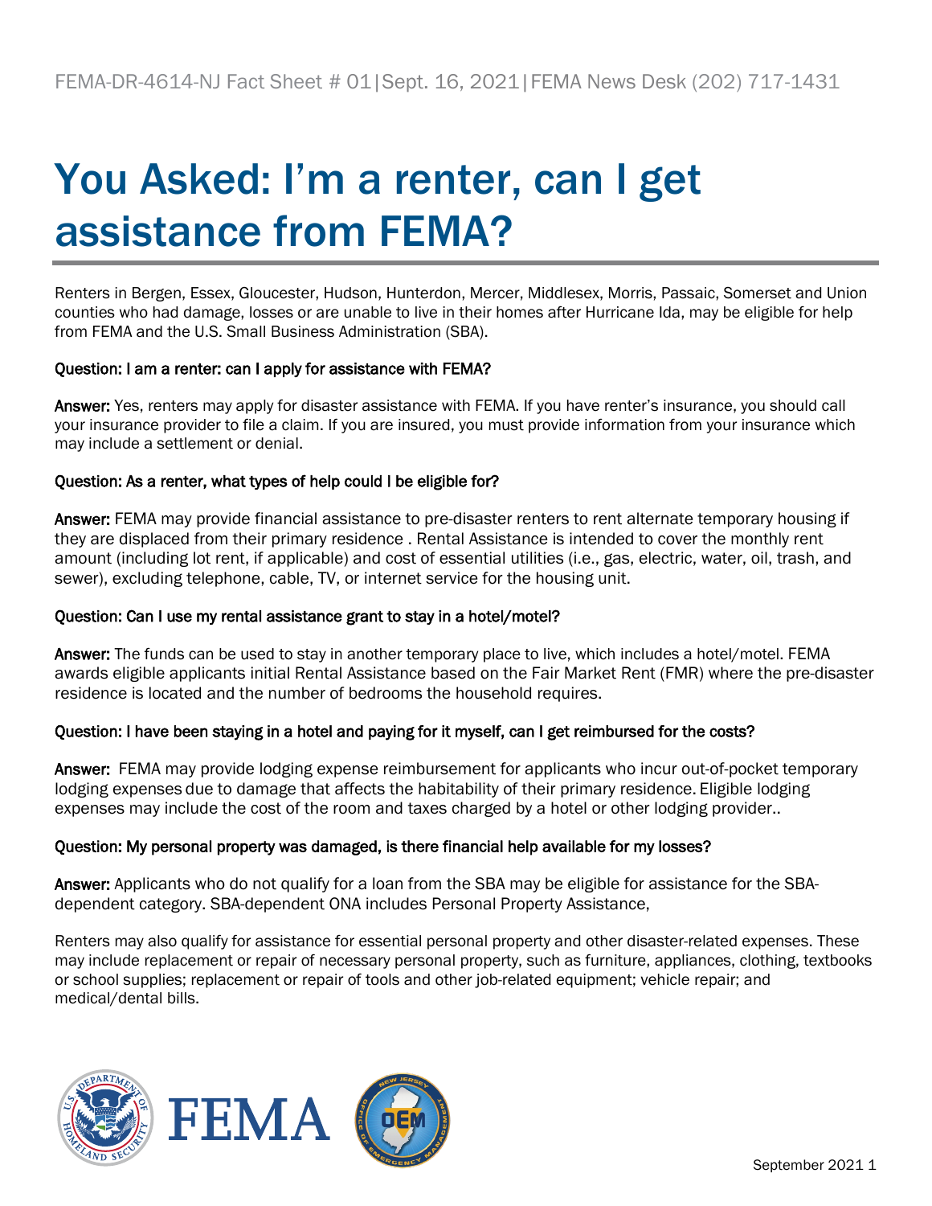FEMA-DR-4614-NJ Fact Sheet # 01|Sept. 16, 2021|FEMA News Desk (202) 717-1431

# You Asked: I'm a renter, can I get assistance from FEMA?

Renters in Bergen, Essex, Gloucester, Hudson, Hunterdon, Mercer, Middlesex, Morris, Passaic, Somerset and Union counties who had damage, losses or are unable to live in their homes after Hurricane Ida, may be eligible for help from FEMA and the U.S. Small Business Administration (SBA).

**Question: I am a renter: can I apply for assistance with FEMA?**

**Answer:** Yes, renters may apply for disaster assistance with FEMA. If you have renter's insurance, you should call your insurance provider to file a claim. If you are insured, you must provide information from your insurance which may include a settlement or denial.

**Question: As a renter, what types of help could I be eligible for?**

**Answer:** FEMA may provide financial assistance to pre-disaster renters to rent alternate temporary housing if they are displaced from their primary residence . Rental Assistance is intended to cover the monthly rent amount (including lot rent, if applicable) and cost of essential utilities (i.e., gas, electric, water, oil, trash, and sewer), excluding telephone, cable, TV, or internet service for the housing unit.

**Question: Can I use my rental assistance grant to stay in a hotel/motel?**

**Answer:** The funds can be used to stay in another temporary place to live, which includes a hotel/motel. FEMA awards eligible applicants initial Rental Assistance based on the Fair Market Rent (FMR) where the pre-disaster residence is located and the number of bedrooms the household requires.

**Question: I have been staying in a hotel and paying for it myself, can I get reimbursed for the costs?**

**Answer:** FEMA may provide lodging expense reimbursement for applicants who incur out-of-pocket temporary lodging expenses due to damage that affects the habitability of their primary residence. Eligible lodging expenses may include the cost of the room and taxes charged by a hotel or other lodging provider..

**Question: My personal property was damaged, is there financial help available for my losses?**

**Answer:** Applicants who do not qualify for a loan from the SBA may be eligible for assistance for the SBA-dependent category. SBA-dependent ONA includes Personal Property Assistance,

Renters may also qualify for assistance for essential personal property and other disaster-related expenses. These may include replacement or repair of necessary personal property, such as furniture, appliances, clothing, textbooks or school supplies; replacement or repair of tools and other job-related equipment; vehicle repair; and medical/dental bills.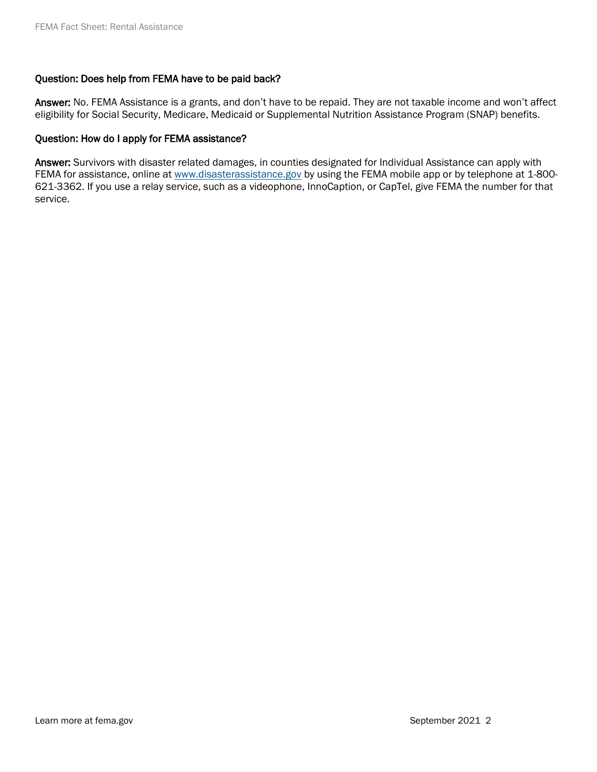**Question: Does help from FEMA have to be paid back?**

**Answer:** No. FEMA Assistance is a grants, and don't have to be repaid. They are not taxable income and won't affect eligibility for Social Security, Medicare, Medicaid or Supplemental Nutrition Assistance Program (SNAP) benefits.

**Question: How do I apply for FEMA assistance?**

**Answer:** Survivors with disaster related damages, in counties designated for Individual Assistance can apply with FEMA for assistance, online at [www.disasterassistance.gov](www.disasterassistance.gov) by using the FEMA mobile app or by telephone at 1-800-621-3362. If you use a relay service, such as a videophone, InnoCaption, or CapTel, give FEMA the number for that service.